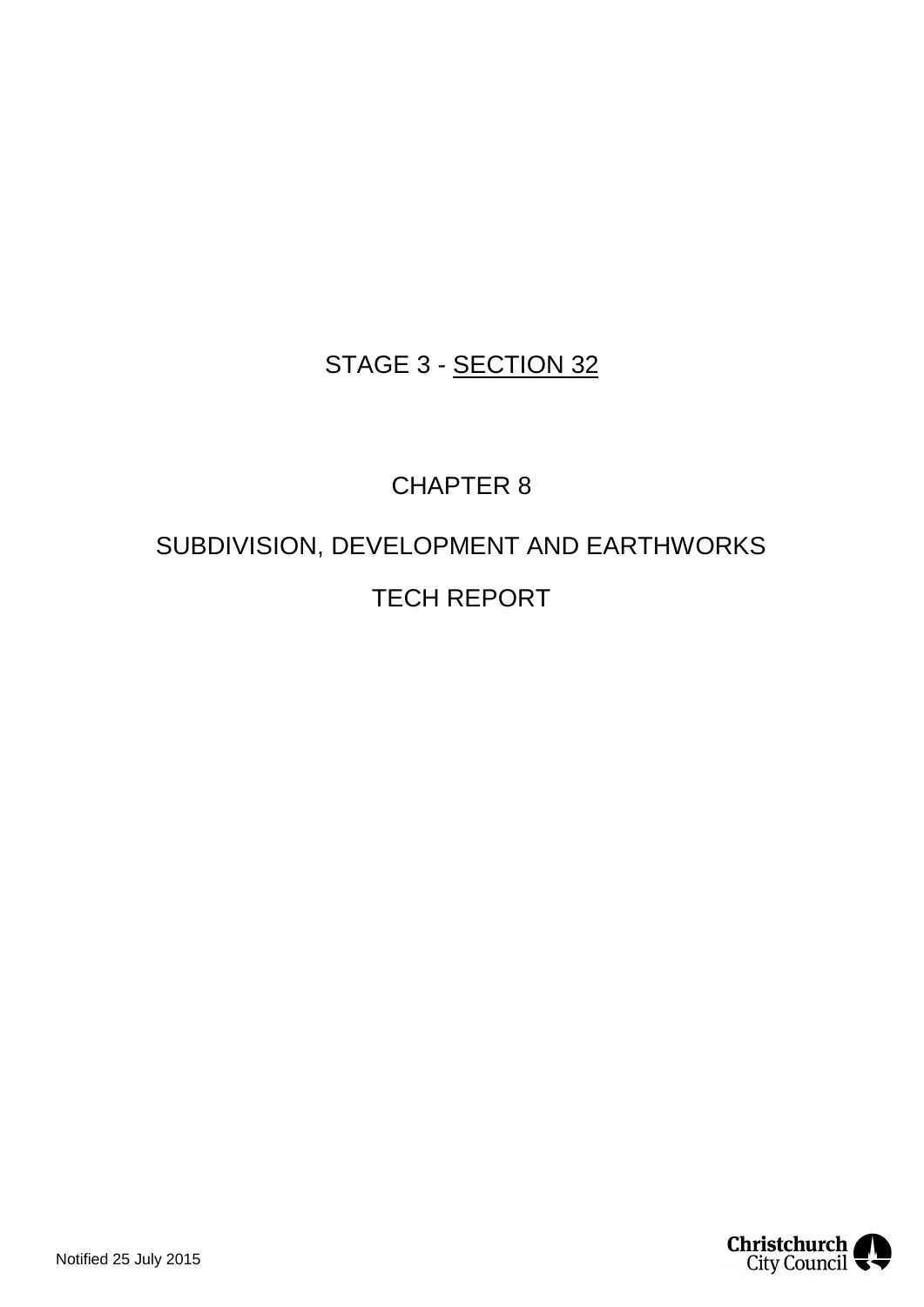# STAGE 3 - <u>SECTION 32</u>

# CHAPTER 8

# SUBDIVISION, DEVELOPMENT AND EARTHWORKS

# TECH REPORT

Notified 25 July 2015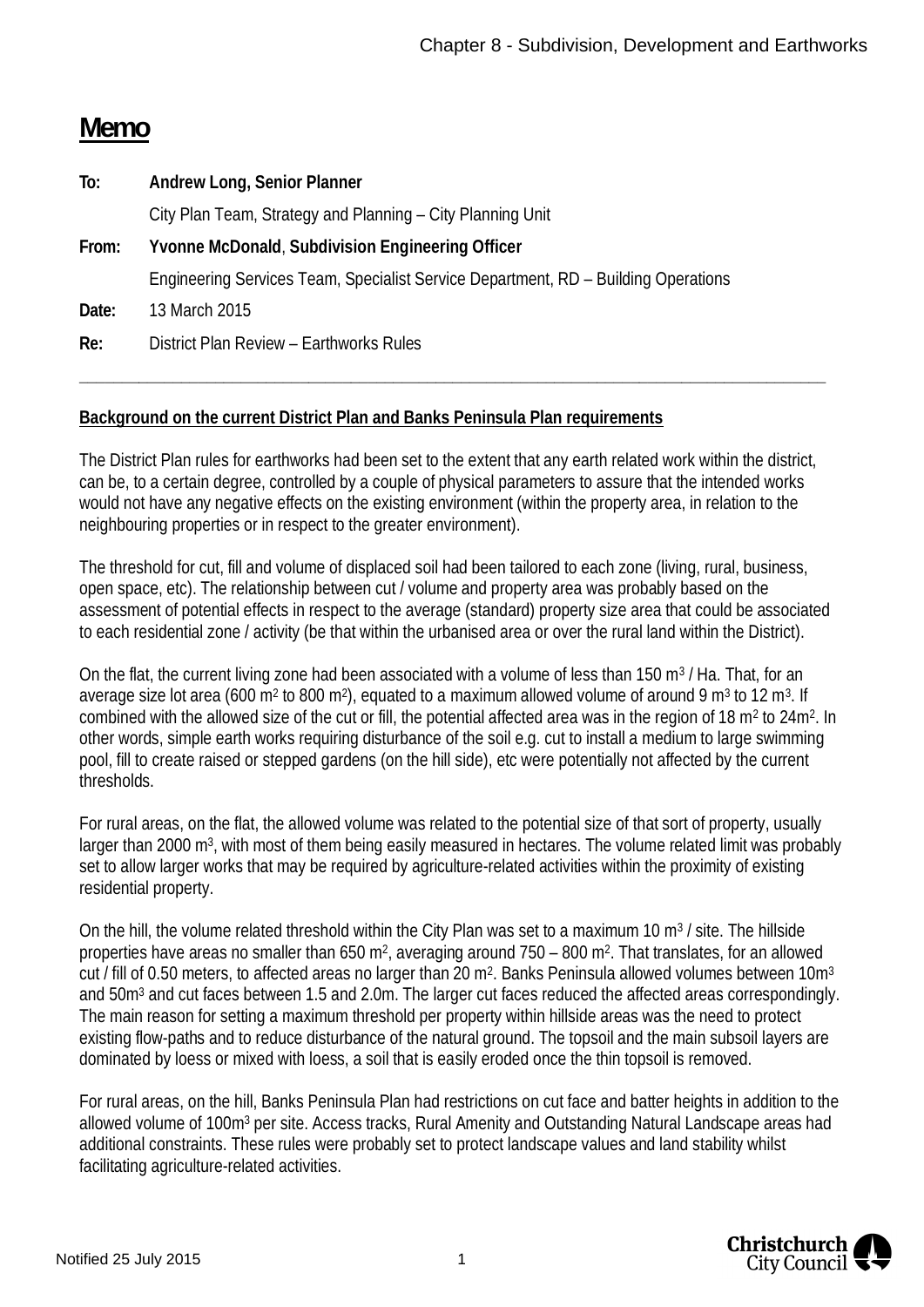# Memo

**To:** **Andrew Long, Senior Planner**

City Plan Team, Strategy and Planning – City Planning Unit

**From:** **Yvonne McDonald**, **Subdivision Engineering Officer**

Engineering Services Team, Specialist Service Department, RD – Building Operations

**Date:** 13 March 2015

**Re:** District Plan Review – Earthworks Rules

---

**Background on the current District Plan and Banks Peninsula Plan requirements**

The District Plan rules for earthworks had been set to the extent that any earth related work within the district, can be, to a certain degree, controlled by a couple of physical parameters to assure that the intended works would not have any negative effects on the existing environment (within the property area, in relation to the neighbouring properties or in respect to the greater environment).

The threshold for cut, fill and volume of displaced soil had been tailored to each zone (living, rural, business, open space, etc). The relationship between cut / volume and property area was probably based on the assessment of potential effects in respect to the average (standard) property size area that could be associated to each residential zone / activity (be that within the urbanised area or over the rural land within the District).

On the flat, the current living zone had been associated with a volume of less than 150 $m^3$ / Ha. That, for an average size lot area (600 $m^2$ to 800 $m^2$), equated to a maximum allowed volume of around 9 $m^3$ to 12 $m^3$. If combined with the allowed size of the cut or fill, the potential affected area was in the region of 18 $m^2$ to 24$m^2$. In other words, simple earth works requiring disturbance of the soil e.g. cut to install a medium to large swimming pool, fill to create raised or stepped gardens (on the hill side), etc were potentially not affected by the current thresholds.

For rural areas, on the flat, the allowed volume was related to the potential size of that sort of property, usually larger than 2000 $m^3$, with most of them being easily measured in hectares. The volume related limit was probably set to allow larger works that may be required by agriculture-related activities within the proximity of existing residential property.

On the hill, the volume related threshold within the City Plan was set to a maximum 10 $m^3$ / site. The hillside properties have areas no smaller than 650 $m^2$, averaging around 750 – 800 $m^2$. That translates, for an allowed cut / fill of 0.50 meters, to affected areas no larger than 20 $m^2$. Banks Peninsula allowed volumes between 10$m^3$ and 50$m^3$ and cut faces between 1.5 and 2.0m. The larger cut faces reduced the affected areas correspondingly. The main reason for setting a maximum threshold per property within hillside areas was the need to protect existing flow-paths and to reduce disturbance of the natural ground. The topsoil and the main subsoil layers are dominated by loess or mixed with loess, a soil that is easily eroded once the thin topsoil is removed.

For rural areas, on the hill, Banks Peninsula Plan had restrictions on cut face and batter heights in addition to the allowed volume of 100$m^3$ per site. Access tracks, Rural Amenity and Outstanding Natural Landscape areas had additional constraints. These rules were probably set to protect landscape values and land stability whilst facilitating agriculture-related activities.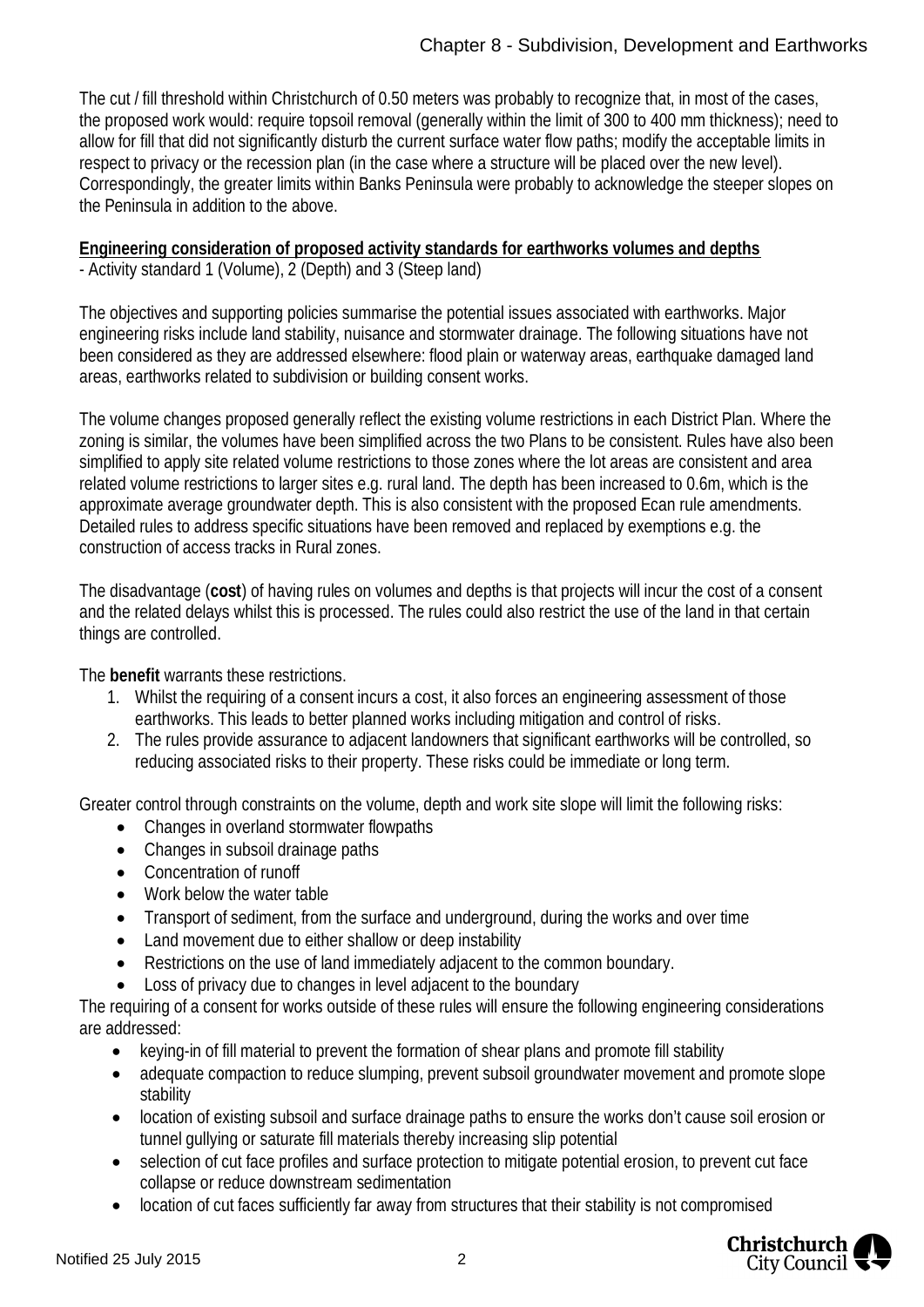The cut / fill threshold within Christchurch of 0.50 meters was probably to recognize that, in most of the cases, the proposed work would: require topsoil removal (generally within the limit of 300 to 400 mm thickness); need to allow for fill that did not significantly disturb the current surface water flow paths; modify the acceptable limits in respect to privacy or the recession plan (in the case where a structure will be placed over the new level). Correspondingly, the greater limits within Banks Peninsula were probably to acknowledge the steeper slopes on the Peninsula in addition to the above.

**Engineering consideration of proposed activity standards for earthworks volumes and depths**
- Activity standard 1 (Volume), 2 (Depth) and 3 (Steep land)

The objectives and supporting policies summarise the potential issues associated with earthworks. Major engineering risks include land stability, nuisance and stormwater drainage. The following situations have not been considered as they are addressed elsewhere: flood plain or waterway areas, earthquake damaged land areas, earthworks related to subdivision or building consent works.

The volume changes proposed generally reflect the existing volume restrictions in each District Plan. Where the zoning is similar, the volumes have been simplified across the two Plans to be consistent. Rules have also been simplified to apply site related volume restrictions to those zones where the lot areas are consistent and area related volume restrictions to larger sites e.g. rural land. The depth has been increased to 0.6m, which is the approximate average groundwater depth. This is also consistent with the proposed Ecan rule amendments. Detailed rules to address specific situations have been removed and replaced by exemptions e.g. the construction of access tracks in Rural zones.

The disadvantage (**cost**) of having rules on volumes and depths is that projects will incur the cost of a consent and the related delays whilst this is processed. The rules could also restrict the use of the land in that certain things are controlled.

The **benefit** warrants these restrictions.

1. Whilst the requiring of a consent incurs a cost, it also forces an engineering assessment of those earthworks. This leads to better planned works including mitigation and control of risks.
2. The rules provide assurance to adjacent landowners that significant earthworks will be controlled, so reducing associated risks to their property. These risks could be immediate or long term.

Greater control through constraints on the volume, depth and work site slope will limit the following risks:

- Changes in overland stormwater flowpaths
- Changes in subsoil drainage paths
- Concentration of runoff
- Work below the water table
- Transport of sediment, from the surface and underground, during the works and over time
- Land movement due to either shallow or deep instability
- Restrictions on the use of land immediately adjacent to the common boundary.
- Loss of privacy due to changes in level adjacent to the boundary

The requiring of a consent for works outside of these rules will ensure the following engineering considerations are addressed:

- keying-in of fill material to prevent the formation of shear plans and promote fill stability
- adequate compaction to reduce slumping, prevent subsoil groundwater movement and promote slope stability
- location of existing subsoil and surface drainage paths to ensure the works don't cause soil erosion or tunnel gullying or saturate fill materials thereby increasing slip potential
- selection of cut face profiles and surface protection to mitigate potential erosion, to prevent cut face collapse or reduce downstream sedimentation
- location of cut faces sufficiently far away from structures that their stability is not compromised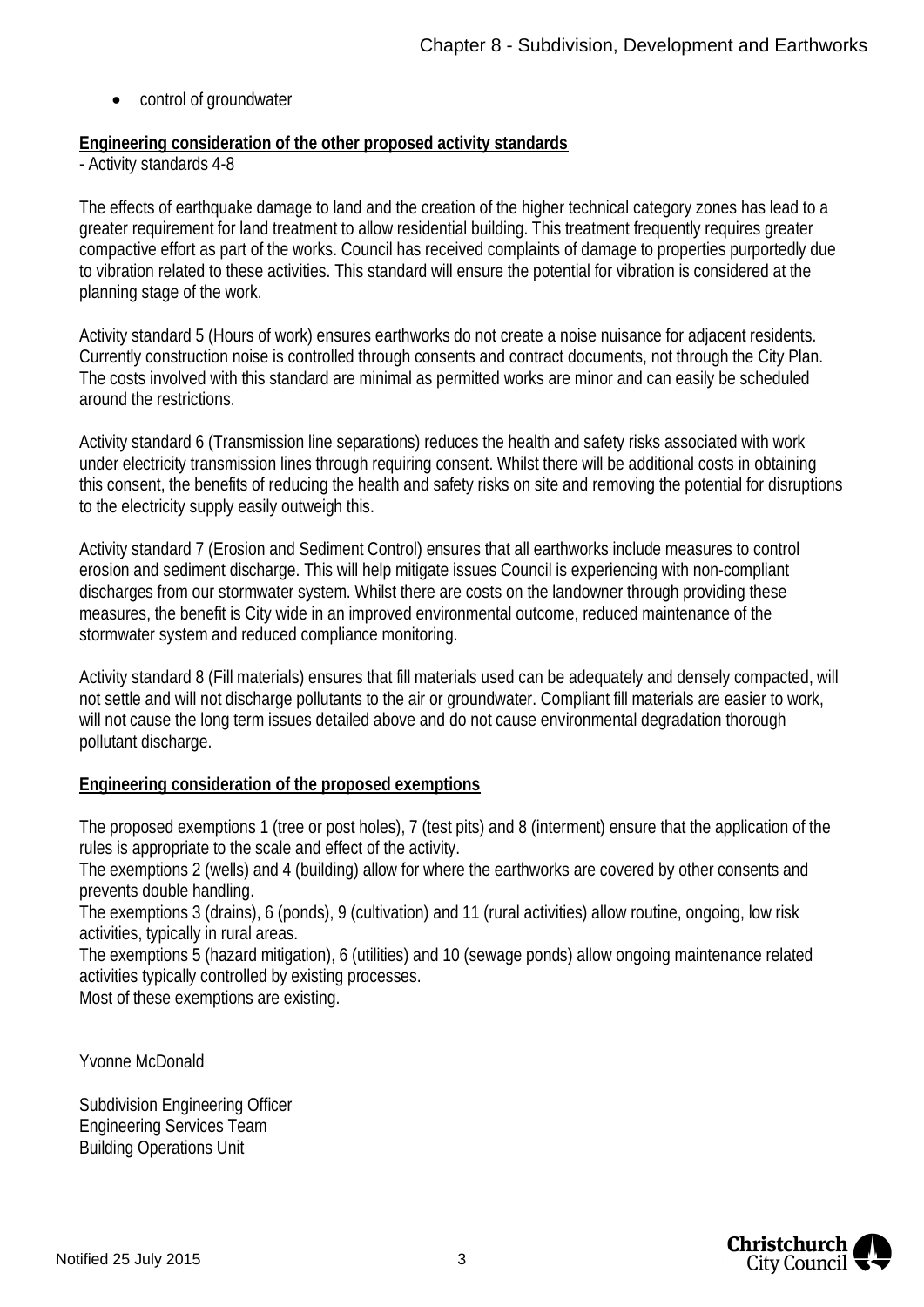- control of groundwater

**Engineering consideration of the other proposed activity standards**

- Activity standards 4-8

The effects of earthquake damage to land and the creation of the higher technical category zones has lead to a greater requirement for land treatment to allow residential building. This treatment frequently requires greater compactive effort as part of the works. Council has received complaints of damage to properties purportedly due to vibration related to these activities. This standard will ensure the potential for vibration is considered at the planning stage of the work.

Activity standard 5 (Hours of work) ensures earthworks do not create a noise nuisance for adjacent residents. Currently construction noise is controlled through consents and contract documents, not through the City Plan. The costs involved with this standard are minimal as permitted works are minor and can easily be scheduled around the restrictions.

Activity standard 6 (Transmission line separations) reduces the health and safety risks associated with work under electricity transmission lines through requiring consent. Whilst there will be additional costs in obtaining this consent, the benefits of reducing the health and safety risks on site and removing the potential for disruptions to the electricity supply easily outweigh this.

Activity standard 7 (Erosion and Sediment Control) ensures that all earthworks include measures to control erosion and sediment discharge. This will help mitigate issues Council is experiencing with non-compliant discharges from our stormwater system. Whilst there are costs on the landowner through providing these measures, the benefit is City wide in an improved environmental outcome, reduced maintenance of the stormwater system and reduced compliance monitoring.

Activity standard 8 (Fill materials) ensures that fill materials used can be adequately and densely compacted, will not settle and will not discharge pollutants to the air or groundwater. Compliant fill materials are easier to work, will not cause the long term issues detailed above and do not cause environmental degradation thorough pollutant discharge.

**Engineering consideration of the proposed exemptions**

The proposed exemptions 1 (tree or post holes), 7 (test pits) and 8 (interment) ensure that the application of the rules is appropriate to the scale and effect of the activity.
The exemptions 2 (wells) and 4 (building) allow for where the earthworks are covered by other consents and prevents double handling.
The exemptions 3 (drains), 6 (ponds), 9 (cultivation) and 11 (rural activities) allow routine, ongoing, low risk activities, typically in rural areas.
The exemptions 5 (hazard mitigation), 6 (utilities) and 10 (sewage ponds) allow ongoing maintenance related activities typically controlled by existing processes.
Most of these exemptions are existing.

Yvonne McDonald

Subdivision Engineering Officer
Engineering Services Team
Building Operations Unit